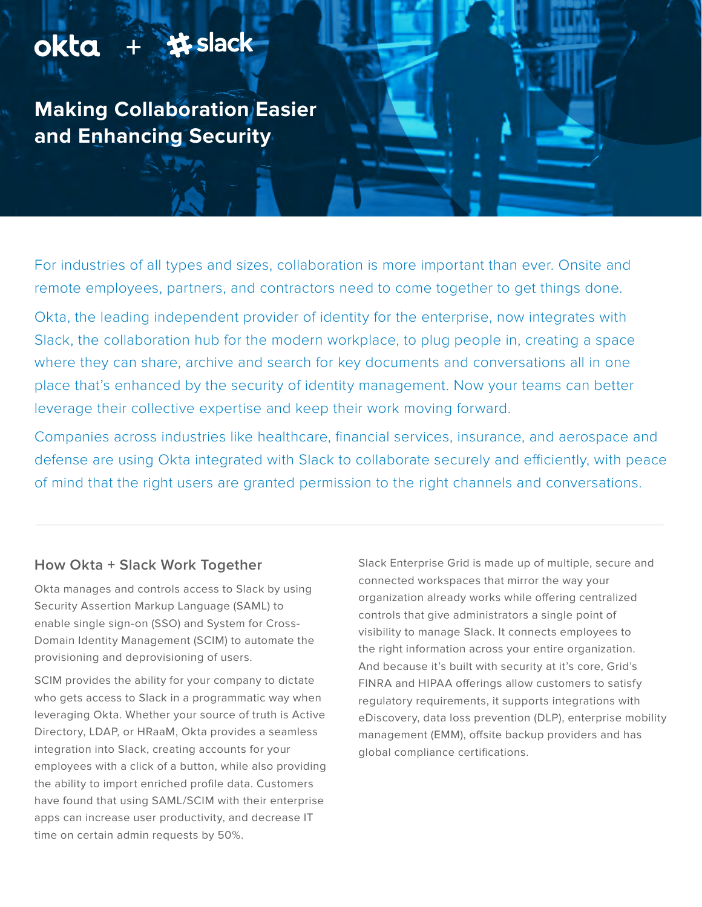okta + slack

# Making Collaboration Easier and Enhancing Security

For industries of all types and sizes, collaboration is more important than ever. Onsite and remote employees, partners, and contractors need to come together to get things done.

Okta, the leading independent provider of identity for the enterprise, now integrates with Slack, the collaboration hub for the modern workplace, to plug people in, creating a space where they can share, archive and search for key documents and conversations all in one place that's enhanced by the security of identity management. Now your teams can better leverage their collective expertise and keep their work moving forward.

Companies across industries like healthcare, financial services, insurance, and aerospace and defense are using Okta integrated with Slack to collaborate securely and efficiently, with peace of mind that the right users are granted permission to the right channels and conversations.

## How Okta + Slack Work Together

Okta manages and controls access to Slack by using Security Assertion Markup Language (SAML) to enable single sign-on (SSO) and System for Cross-Domain Identity Management (SCIM) to automate the provisioning and deprovisioning of users.

SCIM provides the ability for your company to dictate who gets access to Slack in a programmatic way when leveraging Okta. Whether your source of truth is Active Directory, LDAP, or HRaaM, Okta provides a seamless integration into Slack, creating accounts for your employees with a click of a button, while also providing the ability to import enriched profile data. Customers have found that using SAML/SCIM with their enterprise apps can increase user productivity, and decrease IT time on certain admin requests by 50%.

Slack Enterprise Grid is made up of multiple, secure and connected workspaces that mirror the way your organization already works while offering centralized controls that give administrators a single point of visibility to manage Slack. It connects employees to the right information across your entire organization. And because it's built with security at it's core, Grid's FINRA and HIPAA offerings allow customers to satisfy regulatory requirements, it supports integrations with eDiscovery, data loss prevention (DLP), enterprise mobility management (EMM), offsite backup providers and has global compliance certifications.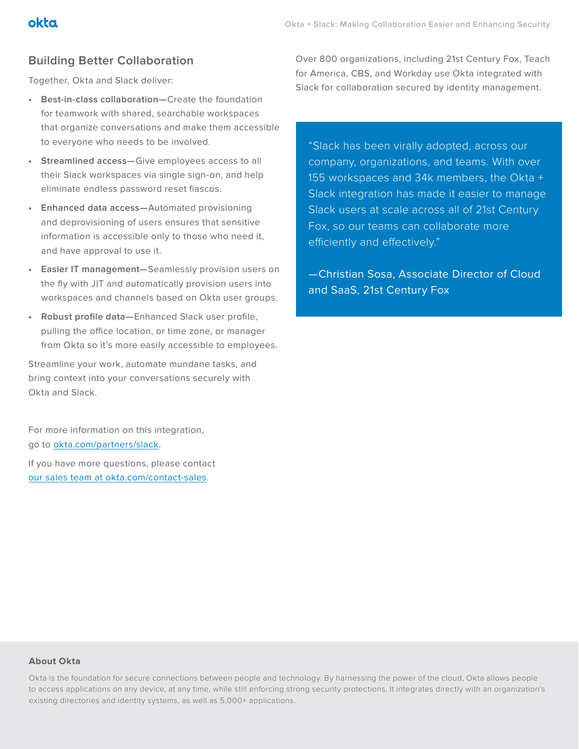## Building Better Collaboration

Together, Okta and Slack deliver:

- **Best-in-class collaboration—**Create the foundation for teamwork with shared, searchable workspaces that organize conversations and make them accessible to everyone who needs to be involved.
- **Streamlined access—**Give employees access to all their Slack workspaces via single sign-on, and help eliminate endless password reset fiascos.
- **Enhanced data access—**Automated provisioning and deprovisioning of users ensures that sensitive information is accessible only to those who need it, and have approval to use it.
- **Easier IT management—**Seamlessly provision users on the fly with JIT and automatically provision users into workspaces and channels based on Okta user groups.
- **Robust profile data—**Enhanced Slack user profile, pulling the office location, or time zone, or manager from Okta so it's more easily accessible to employees.

Streamline your work, automate mundane tasks, and bring context into your conversations securely with Okta and Slack.

For more information on this integration, go to okta.com/partners/slack.

If you have more questions, please contact our sales team at okta.com/contact-sales.

Over 800 organizations, including 21st Century Fox, Teach for America, CBS, and Workday use Okta integrated with Slack for collaboration secured by identity management.

> "Slack has been virally adopted, across our company, organizations, and teams. With over 155 workspaces and 34k members, the Okta + Slack integration has made it easier to manage Slack users at scale across all of 21st Century Fox, so our teams can collaborate more efficiently and effectively."
>
> —Christian Sosa, Associate Director of Cloud and SaaS, 21st Century Fox

### About Okta

Okta is the foundation for secure connections between people and technology. By harnessing the power of the cloud, Okta allows people to access applications on any device, at any time, while still enforcing strong security protections. It integrates directly with an organization's existing directories and identity systems, as well as 5,000+ applications.